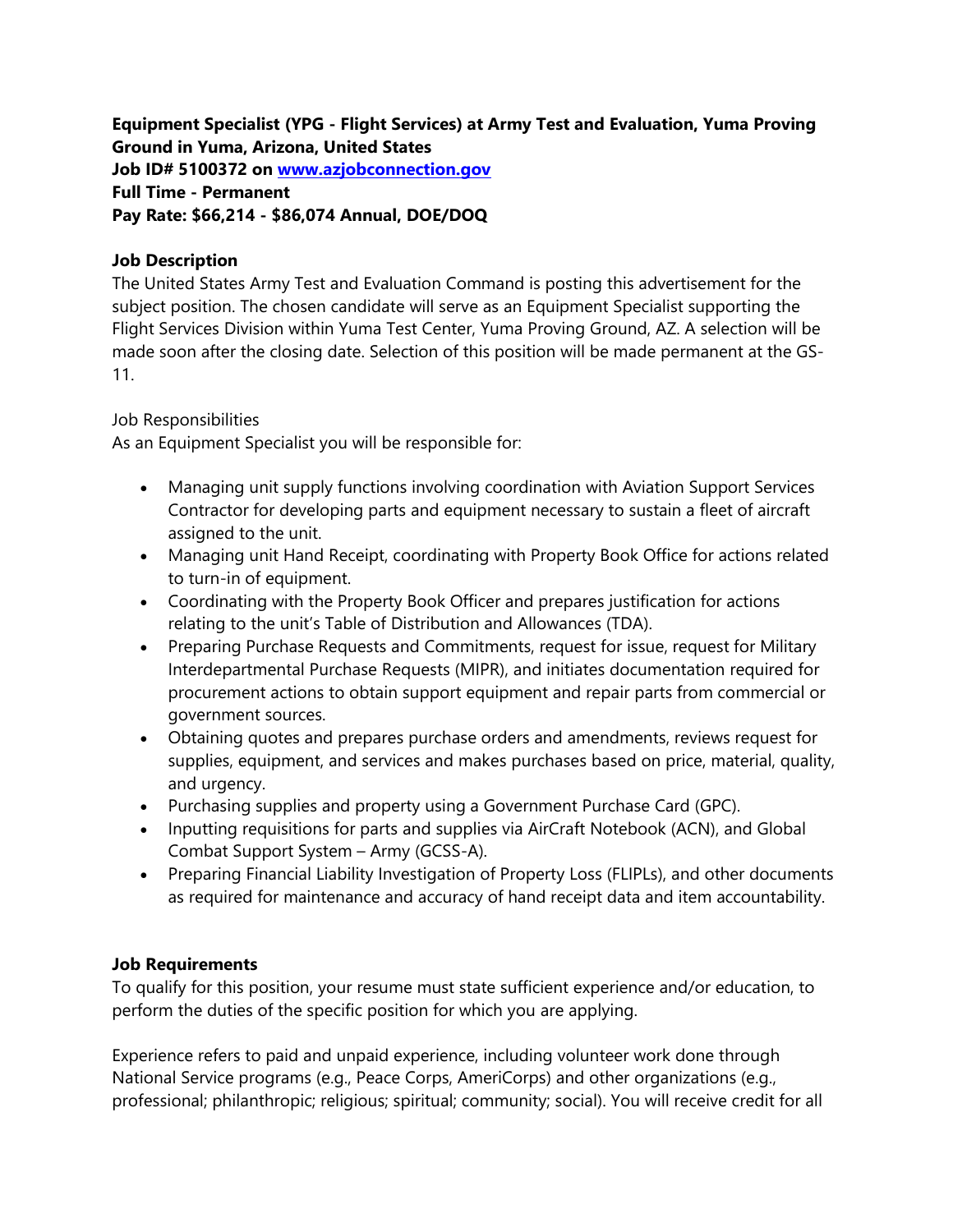**Equipment Specialist (YPG - Flight Services) at Army Test and Evaluation, Yuma Proving Ground in Yuma, Arizona, United States**
**Job ID# 5100372 on [www.azjobconnection.gov](www.azjobconnection.gov)**
**Full Time - Permanent**
**Pay Rate: $66,214 - $86,074 Annual, DOE/DOQ**

**Job Description**

The United States Army Test and Evaluation Command is posting this advertisement for the subject position. The chosen candidate will serve as an Equipment Specialist supporting the Flight Services Division within Yuma Test Center, Yuma Proving Ground, AZ. A selection will be made soon after the closing date. Selection of this position will be made permanent at the GS-11.

Job Responsibilities

As an Equipment Specialist you will be responsible for:

- Managing unit supply functions involving coordination with Aviation Support Services Contractor for developing parts and equipment necessary to sustain a fleet of aircraft assigned to the unit.
- Managing unit Hand Receipt, coordinating with Property Book Office for actions related to turn-in of equipment.
- Coordinating with the Property Book Officer and prepares justification for actions relating to the unit's Table of Distribution and Allowances (TDA).
- Preparing Purchase Requests and Commitments, request for issue, request for Military Interdepartmental Purchase Requests (MIPR), and initiates documentation required for procurement actions to obtain support equipment and repair parts from commercial or government sources.
- Obtaining quotes and prepares purchase orders and amendments, reviews request for supplies, equipment, and services and makes purchases based on price, material, quality, and urgency.
- Purchasing supplies and property using a Government Purchase Card (GPC).
- Inputting requisitions for parts and supplies via AirCraft Notebook (ACN), and Global Combat Support System – Army (GCSS-A).
- Preparing Financial Liability Investigation of Property Loss (FLIPLs), and other documents as required for maintenance and accuracy of hand receipt data and item accountability.

**Job Requirements**

To qualify for this position, your resume must state sufficient experience and/or education, to perform the duties of the specific position for which you are applying.

Experience refers to paid and unpaid experience, including volunteer work done through National Service programs (e.g., Peace Corps, AmeriCorps) and other organizations (e.g., professional; philanthropic; religious; spiritual; community; social). You will receive credit for all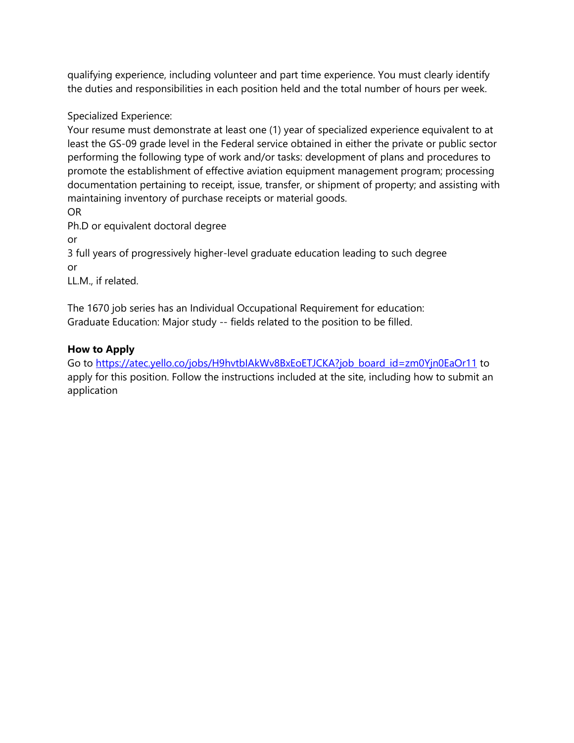qualifying experience, including volunteer and part time experience. You must clearly identify the duties and responsibilities in each position held and the total number of hours per week.

Specialized Experience:
Your resume must demonstrate at least one (1) year of specialized experience equivalent to at least the GS-09 grade level in the Federal service obtained in either the private or public sector performing the following type of work and/or tasks: development of plans and procedures to promote the establishment of effective aviation equipment management program; processing documentation pertaining to receipt, issue, transfer, or shipment of property; and assisting with maintaining inventory of purchase receipts or material goods.
OR
Ph.D or equivalent doctoral degree
or
3 full years of progressively higher-level graduate education leading to such degree
or
LL.M., if related.

The 1670 job series has an Individual Occupational Requirement for education:
Graduate Education: Major study -- fields related to the position to be filled.

**How to Apply**
Go to [https://atec.yello.co/jobs/H9hvtbIAkWv8BxEoETJCKA?job_board_id=zm0Yjn0EaOr11](https://atec.yello.co/jobs/H9hvtbIAkWv8BxEoETJCKA?job_board_id=zm0Yjn0EaOr11) to apply for this position. Follow the instructions included at the site, including how to submit an application